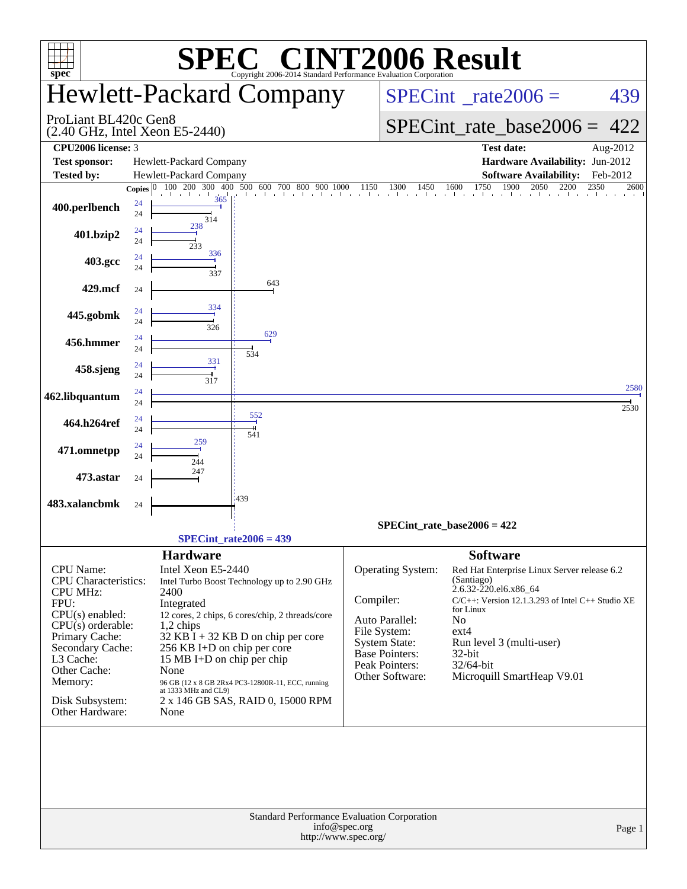# SPEC CINT2006 Result

Copyright 2006-2014 Standard Performance Evaluation Corporation

## Hewlett-Packard Company

ProLiant BL420c Gen8
(2.40 GHz, Intel Xeon E5-2440)

SPECint_rate2006 = 439

SPECint_rate_base2006 = 422

| | | | |
|---|---|---|---|
| **CPU2006 license:** | 3 | **Test date:** | Aug-2012 |
| **Test sponsor:** | Hewlett-Packard Company | **Hardware Availability:** | Jun-2012 |
| **Tested by:** | Hewlett-Packard Company | **Software Availability:** | Feb-2012 |

| Benchmark | Copies (peak) | Peak | Copies (base) | Base |
|---|---|---|---|---|
| 400.perlbench | 24 | 365 | 24 | 314 |
| 401.bzip2 | 24 | 238 | 24 | 233 |
| 403.gcc | 24 | 336 | 24 | 337 |
| 429.mcf | | | 24 | 643 |
| 445.gobmk | 24 | 334 | 24 | 326 |
| 456.hmmer | 24 | 629 | 24 | 534 |
| 458.sjeng | 24 | 331 | 24 | 317 |
| 462.libquantum | 24 | 2580 | 24 | 2530 |
| 464.h264ref | 24 | 552 | 24 | 541 |
| 471.omnetpp | 24 | 259 | 24 | 244 |
| 473.astar | | | 24 | 247 |
| 483.xalancbmk | | | 24 | 439 |

SPECint_rate_base2006 = 422

SPECint_rate2006 = 439

### Hardware

| | |
|---|---|
| CPU Name: | Intel Xeon E5-2440 |
| CPU Characteristics: | Intel Turbo Boost Technology up to 2.90 GHz |
| CPU MHz: | 2400 |
| FPU: | Integrated |
| CPU(s) enabled: | 12 cores, 2 chips, 6 cores/chip, 2 threads/core |
| CPU(s) orderable: | 1,2 chips |
| Primary Cache: | 32 KB I + 32 KB D on chip per core |
| Secondary Cache: | 256 KB I+D on chip per core |
| L3 Cache: | 15 MB I+D on chip per chip |
| Other Cache: | None |
| Memory: | 96 GB (12 x 8 GB 2Rx4 PC3-12800R-11, ECC, running at 1333 MHz and CL9) |
| Disk Subsystem: | 2 x 146 GB SAS, RAID 0, 15000 RPM |
| Other Hardware: | None |

### Software

| | |
|---|---|
| Operating System: | Red Hat Enterprise Linux Server release 6.2 (Santiago) 2.6.32-220.el6.x86_64 |
| Compiler: | C/C++: Version 12.1.3.293 of Intel C++ Studio XE for Linux |
| Auto Parallel: | No |
| File System: | ext4 |
| System State: | Run level 3 (multi-user) |
| Base Pointers: | 32-bit |
| Peak Pointers: | 32/64-bit |
| Other Software: | Microquill SmartHeap V9.01 |

Standard Performance Evaluation Corporation
info@spec.org
http://www.spec.org/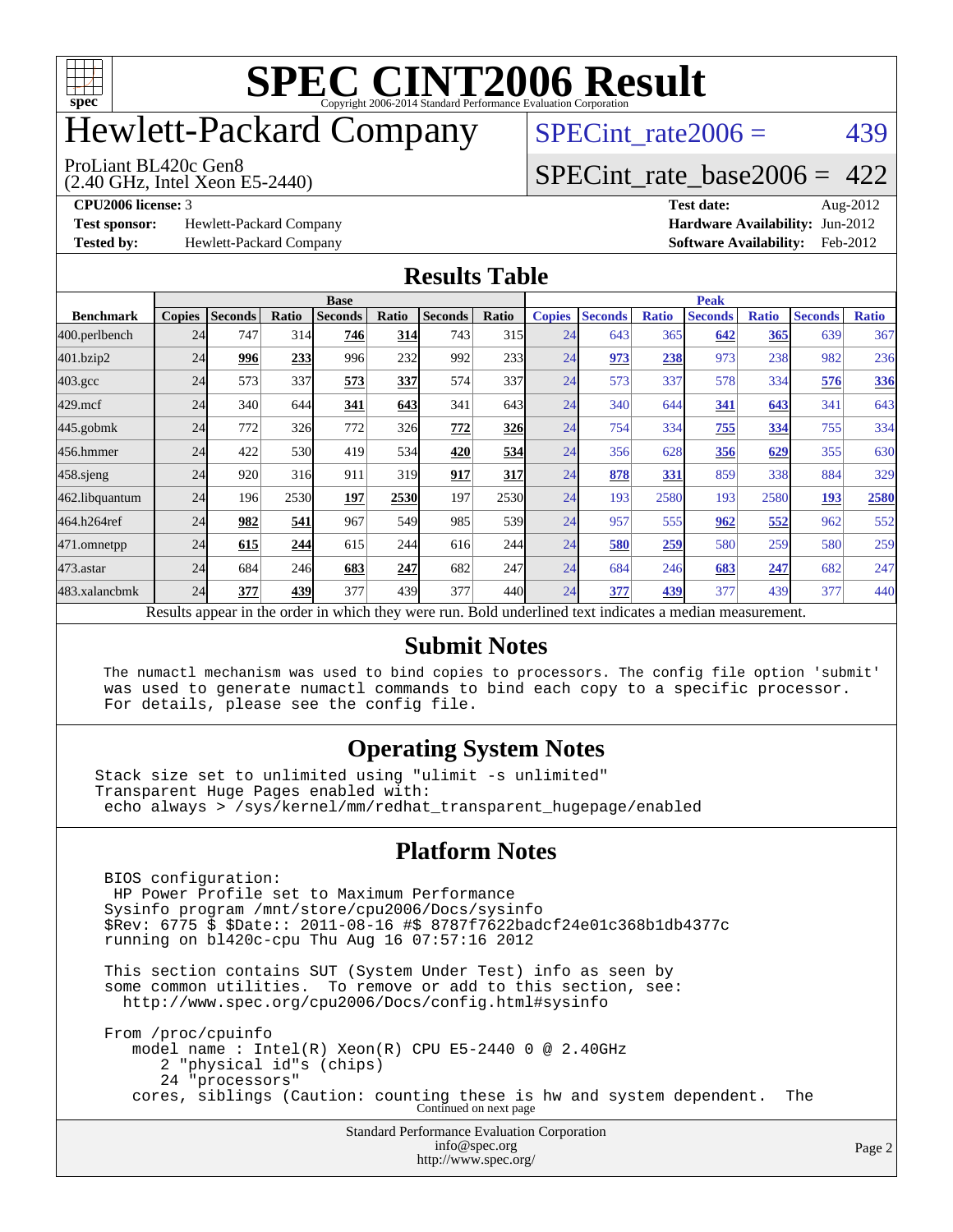# SPEC CINT2006 Result

Copyright 2006-2014 Standard Performance Evaluation Corporation

# Hewlett-Packard Company

ProLiant BL420c Gen8
(2.40 GHz, Intel Xeon E5-2440)

SPECint_rate2006 = 439

SPECint_rate_base2006 = 422

**CPU2006 license:** 3
**Test sponsor:** Hewlett-Packard Company
**Tested by:** Hewlett-Packard Company

**Test date:** Aug-2012
**Hardware Availability:** Jun-2012
**Software Availability:** Feb-2012

## Results Table

| Benchmark | Base | | | | | | | Peak | | | | | | |
|---|---|---|---|---|---|---|---|---|---|---|---|---|---|---|
| | Copies | Seconds | Ratio | Seconds | Ratio | Seconds | Ratio | Copies | Seconds | Ratio | Seconds | Ratio | Seconds | Ratio |
| 400.perlbench | 24 | 747 | 314 | **746** | **314** | 743 | 315 | 24 | 643 | 365 | **642** | **365** | 639 | 367 |
| 401.bzip2 | 24 | **996** | **233** | 996 | 232 | 992 | 233 | 24 | **973** | **238** | 973 | 238 | 982 | 236 |
| 403.gcc | 24 | 573 | 337 | **573** | **337** | 574 | 337 | 24 | 573 | 337 | 578 | 334 | **576** | **336** |
| 429.mcf | 24 | 340 | 644 | **341** | **643** | 341 | 643 | 24 | 340 | 644 | **341** | **643** | 341 | 643 |
| 445.gobmk | 24 | 772 | 326 | 772 | 326 | **772** | **326** | 24 | 754 | 334 | **755** | **334** | 755 | 334 |
| 456.hmmer | 24 | 422 | 530 | 419 | 534 | **420** | **534** | 24 | 356 | 628 | **356** | **629** | 355 | 630 |
| 458.sjeng | 24 | 920 | 316 | 911 | 319 | **917** | **317** | 24 | **878** | **331** | 859 | 338 | 884 | 329 |
| 462.libquantum | 24 | 196 | 2530 | **197** | **2530** | 197 | 2530 | 24 | 193 | 2580 | 193 | 2580 | **193** | **2580** |
| 464.h264ref | 24 | **982** | **541** | 967 | 549 | 985 | 539 | 24 | 957 | 555 | **962** | **552** | 962 | 552 |
| 471.omnetpp | 24 | **615** | **244** | 615 | 244 | 616 | 244 | 24 | **580** | **259** | 580 | 259 | 580 | 259 |
| 473.astar | 24 | 684 | 246 | **683** | **247** | 682 | 247 | 24 | 684 | 246 | **683** | **247** | 682 | 247 |
| 483.xalancbmk | 24 | **377** | **439** | 377 | 439 | 377 | 440 | 24 | **377** | **439** | 377 | 439 | 377 | 440 |

Results appear in the order in which they were run. Bold underlined text indicates a median measurement.

## Submit Notes

```
The numactl mechanism was used to bind copies to processors. The config file option 'submit'
was used to generate numactl commands to bind each copy to a specific processor.
For details, please see the config file.
```

## Operating System Notes

```
Stack size set to unlimited using "ulimit -s unlimited"
Transparent Huge Pages enabled with:
 echo always > /sys/kernel/mm/redhat_transparent_hugepage/enabled
```

## Platform Notes

```
BIOS configuration:
 HP Power Profile set to Maximum Performance
Sysinfo program /mnt/store/cpu2006/Docs/sysinfo
$Rev: 6775 $ $Date:: 2011-08-16 #$ 8787f7622badcf24e01c368b1db4377c
running on bl420c-cpu Thu Aug 16 07:57:16 2012

This section contains SUT (System Under Test) info as seen by
some common utilities.  To remove or add to this section, see:
  http://www.spec.org/cpu2006/Docs/config.html#sysinfo

From /proc/cpuinfo
   model name : Intel(R) Xeon(R) CPU E5-2440 0 @ 2.40GHz
      2 "physical id"s (chips)
      24 "processors"
   cores, siblings (Caution: counting these is hw and system dependent.  The
```

Continued on next page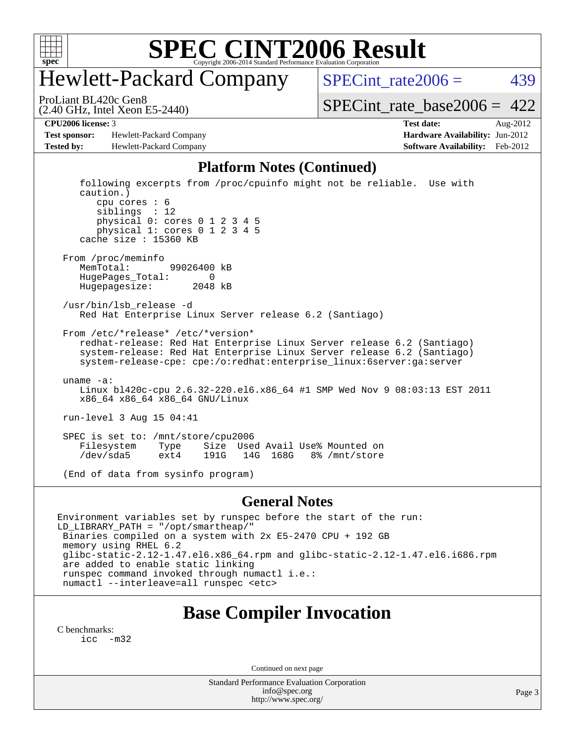# SPEC CINT2006 Result

## Hewlett-Packard Company

ProLiant BL420c Gen8
(2.40 GHz, Intel Xeon E5-2440)

SPECint_rate2006 = 439

SPECint_rate_base2006 = 422

| | | | |
|---|---|---|---|
| **CPU2006 license:** | 3 | **Test date:** | Aug-2012 |
| **Test sponsor:** | Hewlett-Packard Company | **Hardware Availability:** | Jun-2012 |
| **Tested by:** | Hewlett-Packard Company | **Software Availability:** | Feb-2012 |

## Platform Notes (Continued)

```
    following excerpts from /proc/cpuinfo might not be reliable.  Use with
    caution.)
       cpu cores : 6
       siblings  : 12
       physical 0: cores 0 1 2 3 4 5
       physical 1: cores 0 1 2 3 4 5
    cache size : 15360 KB

 From /proc/meminfo
    MemTotal:       99026400 kB
    HugePages_Total:       0
    Hugepagesize:       2048 kB

 /usr/bin/lsb_release -d
    Red Hat Enterprise Linux Server release 6.2 (Santiago)

 From /etc/*release* /etc/*version*
    redhat-release: Red Hat Enterprise Linux Server release 6.2 (Santiago)
    system-release: Red Hat Enterprise Linux Server release 6.2 (Santiago)
    system-release-cpe: cpe:/o:redhat:enterprise_linux:6server:ga:server

 uname -a:
    Linux bl420c-cpu 2.6.32-220.el6.x86_64 #1 SMP Wed Nov 9 08:03:13 EST 2011
    x86_64 x86_64 x86_64 GNU/Linux

 run-level 3 Aug 15 04:41

 SPEC is set to: /mnt/store/cpu2006
    Filesystem    Type    Size  Used Avail Use% Mounted on
    /dev/sda5     ext4    191G   14G  168G   8% /mnt/store

 (End of data from sysinfo program)
```

## General Notes

```
Environment variables set by runspec before the start of the run:
LD_LIBRARY_PATH = "/opt/smartheap/"
 Binaries compiled on a system with 2x E5-2470 CPU + 192 GB
 memory using RHEL 6.2
 glibc-static-2.12-1.47.el6.x86_64.rpm and glibc-static-2.12-1.47.el6.i686.rpm
 are added to enable static linking
 runspec command invoked through numactl i.e.:
 numactl --interleave=all runspec <etc>
```

## Base Compiler Invocation

C benchmarks:

```
icc  -m32
```

Continued on next page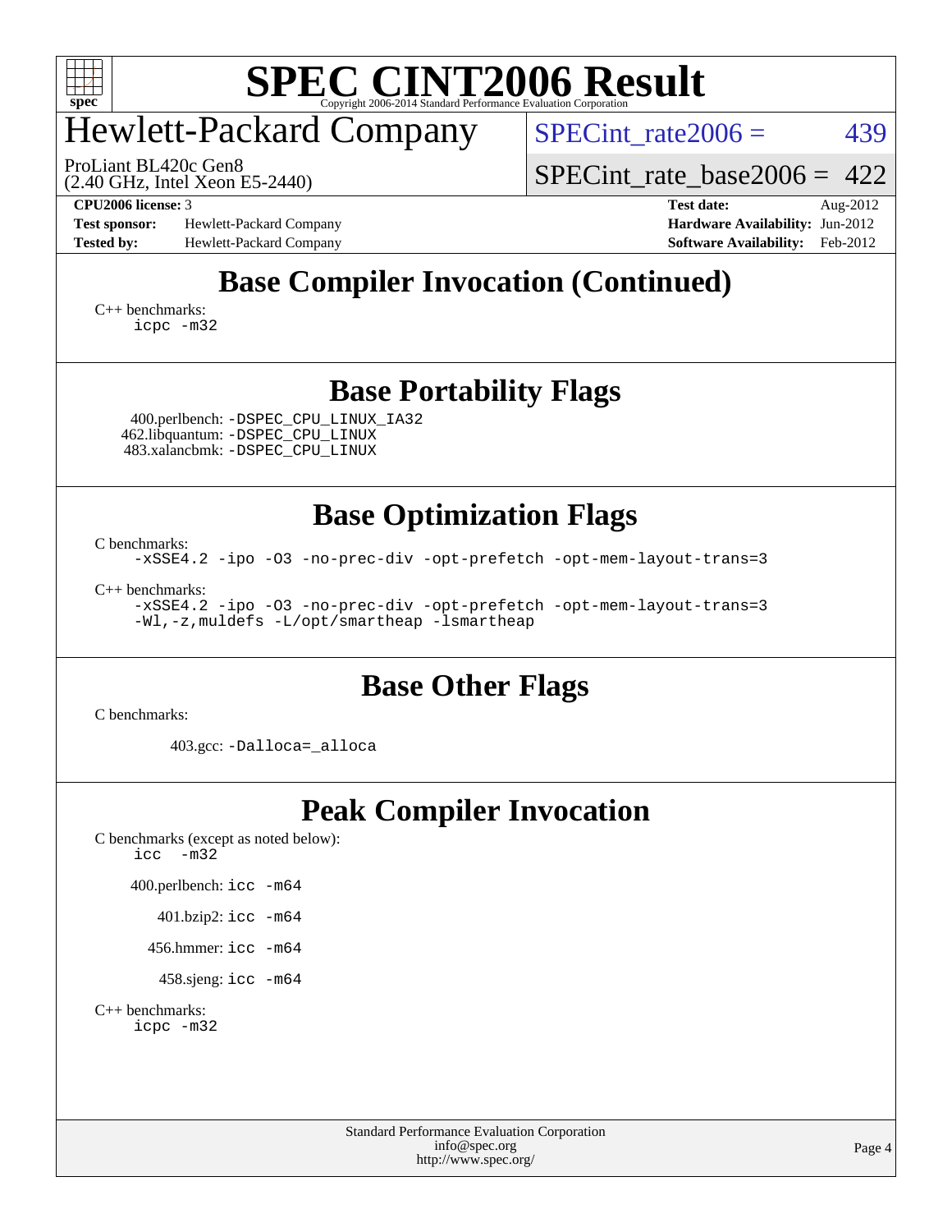# SPEC CINT2006 Result

## Hewlett-Packard Company

ProLiant BL420c Gen8
(2.40 GHz, Intel Xeon E5-2440)

SPECint_rate2006 = 439

SPECint_rate_base2006 = 422

**CPU2006 license:** 3
**Test sponsor:** Hewlett-Packard Company
**Tested by:** Hewlett-Packard Company

**Test date:** Aug-2012
**Hardware Availability:** Jun-2012
**Software Availability:** Feb-2012

## Base Compiler Invocation (Continued)

C++ benchmarks:
```
icpc -m32
```

## Base Portability Flags

400.perlbench: `-DSPEC_CPU_LINUX_IA32`
462.libquantum: `-DSPEC_CPU_LINUX`
483.xalancbmk: `-DSPEC_CPU_LINUX`

## Base Optimization Flags

C benchmarks:
```
-xSSE4.2 -ipo -O3 -no-prec-div -opt-prefetch -opt-mem-layout-trans=3
```

C++ benchmarks:
```
-xSSE4.2 -ipo -O3 -no-prec-div -opt-prefetch -opt-mem-layout-trans=3
-Wl,-z,muldefs -L/opt/smartheap -lsmartheap
```

## Base Other Flags

C benchmarks:

403.gcc: `-Dalloca=_alloca`

## Peak Compiler Invocation

C benchmarks (except as noted below):
```
icc  -m32
```

400.perlbench: `icc -m64`

401.bzip2: `icc -m64`

456.hmmer: `icc -m64`

458.sjeng: `icc -m64`

C++ benchmarks:
```
icpc -m32
```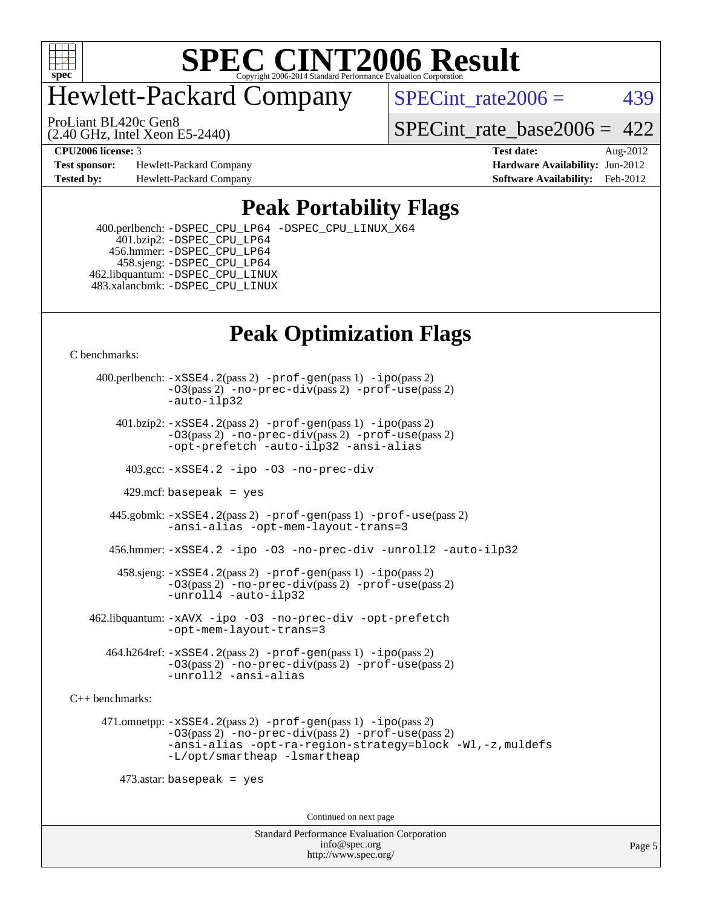# SPEC CINT2006 Result

Copyright 2006-2014 Standard Performance Evaluation Corporation

## Hewlett-Packard Company

ProLiant BL420c Gen8
(2.40 GHz, Intel Xeon E5-2440)

SPECint_rate2006 = 439

SPECint_rate_base2006 = 422

| | | | |
|---|---|---|---|
| **CPU2006 license:** 3 | | **Test date:** | Aug-2012 |
| **Test sponsor:** | Hewlett-Packard Company | **Hardware Availability:** | Jun-2012 |
| **Tested by:** | Hewlett-Packard Company | **Software Availability:** | Feb-2012 |

## Peak Portability Flags

400.perlbench: -DSPEC_CPU_LP64 -DSPEC_CPU_LINUX_X64
401.bzip2: -DSPEC_CPU_LP64
456.hmmer: -DSPEC_CPU_LP64
458.sjeng: -DSPEC_CPU_LP64
462.libquantum: -DSPEC_CPU_LINUX
483.xalancbmk: -DSPEC_CPU_LINUX

## Peak Optimization Flags

C benchmarks:

400.perlbench: -xSSE4.2(pass 2) -prof-gen(pass 1) -ipo(pass 2) -O3(pass 2) -no-prec-div(pass 2) -prof-use(pass 2) -auto-ilp32

401.bzip2: -xSSE4.2(pass 2) -prof-gen(pass 1) -ipo(pass 2) -O3(pass 2) -no-prec-div(pass 2) -prof-use(pass 2) -opt-prefetch -auto-ilp32 -ansi-alias

403.gcc: -xSSE4.2 -ipo -O3 -no-prec-div

429.mcf: basepeak = yes

445.gobmk: -xSSE4.2(pass 2) -prof-gen(pass 1) -prof-use(pass 2) -ansi-alias -opt-mem-layout-trans=3

456.hmmer: -xSSE4.2 -ipo -O3 -no-prec-div -unroll2 -auto-ilp32

458.sjeng: -xSSE4.2(pass 2) -prof-gen(pass 1) -ipo(pass 2) -O3(pass 2) -no-prec-div(pass 2) -prof-use(pass 2) -unroll4 -auto-ilp32

462.libquantum: -xAVX -ipo -O3 -no-prec-div -opt-prefetch -opt-mem-layout-trans=3

464.h264ref: -xSSE4.2(pass 2) -prof-gen(pass 1) -ipo(pass 2) -O3(pass 2) -no-prec-div(pass 2) -prof-use(pass 2) -unroll2 -ansi-alias

C++ benchmarks:

471.omnetpp: -xSSE4.2(pass 2) -prof-gen(pass 1) -ipo(pass 2) -O3(pass 2) -no-prec-div(pass 2) -prof-use(pass 2) -ansi-alias -opt-ra-region-strategy=block -Wl,-z,muldefs -L/opt/smartheap -lsmartheap

473.astar: basepeak = yes

Continued on next page

Standard Performance Evaluation Corporation
info@spec.org
http://www.spec.org/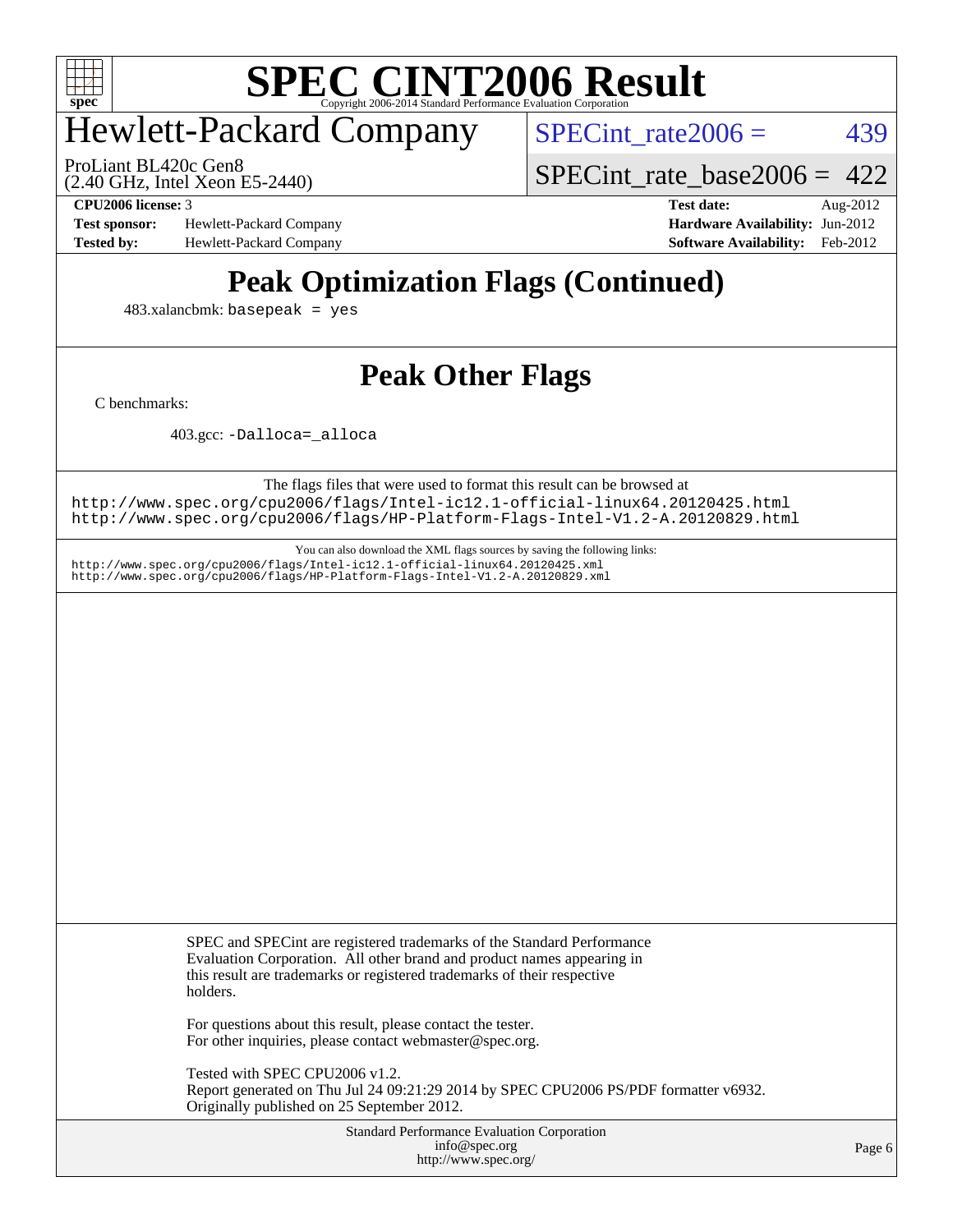# SPEC CINT2006 Result

Copyright 2006-2014 Standard Performance Evaluation Corporation

# Hewlett-Packard Company

ProLiant BL420c Gen8
(2.40 GHz, Intel Xeon E5-2440)

SPECint_rate2006 = 439

SPECint_rate_base2006 = 422

**CPU2006 license:** 3
**Test sponsor:** Hewlett-Packard Company
**Tested by:** Hewlett-Packard Company

**Test date:** Aug-2012
**Hardware Availability:** Jun-2012
**Software Availability:** Feb-2012

## Peak Optimization Flags (Continued)

483.xalancbmk: `basepeak = yes`

## Peak Other Flags

C benchmarks:

403.gcc: `-Dalloca=_alloca`

The flags files that were used to format this result can be browsed at
http://www.spec.org/cpu2006/flags/Intel-ic12.1-official-linux64.20120425.html
http://www.spec.org/cpu2006/flags/HP-Platform-Flags-Intel-V1.2-A.20120829.html

You can also download the XML flags sources by saving the following links:
http://www.spec.org/cpu2006/flags/Intel-ic12.1-official-linux64.20120425.xml
http://www.spec.org/cpu2006/flags/HP-Platform-Flags-Intel-V1.2-A.20120829.xml

SPEC and SPECint are registered trademarks of the Standard Performance Evaluation Corporation. All other brand and product names appearing in this result are trademarks or registered trademarks of their respective holders.

For questions about this result, please contact the tester.
For other inquiries, please contact webmaster@spec.org.

Tested with SPEC CPU2006 v1.2.
Report generated on Thu Jul 24 09:21:29 2014 by SPEC CPU2006 PS/PDF formatter v6932.
Originally published on 25 September 2012.

Standard Performance Evaluation Corporation
info@spec.org
http://www.spec.org/